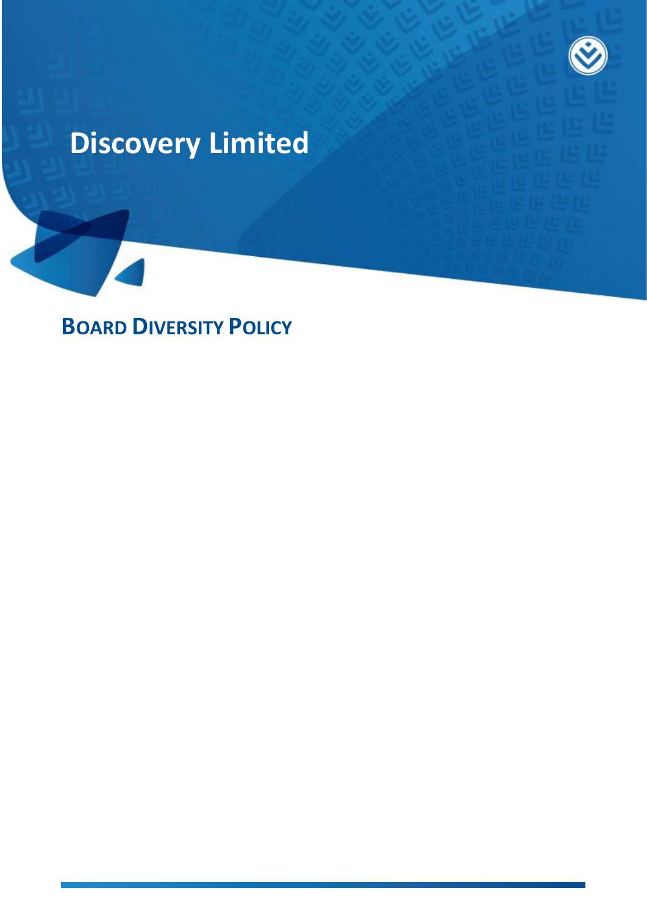# Discovery Limited

## BOARD DIVERSITY POLICY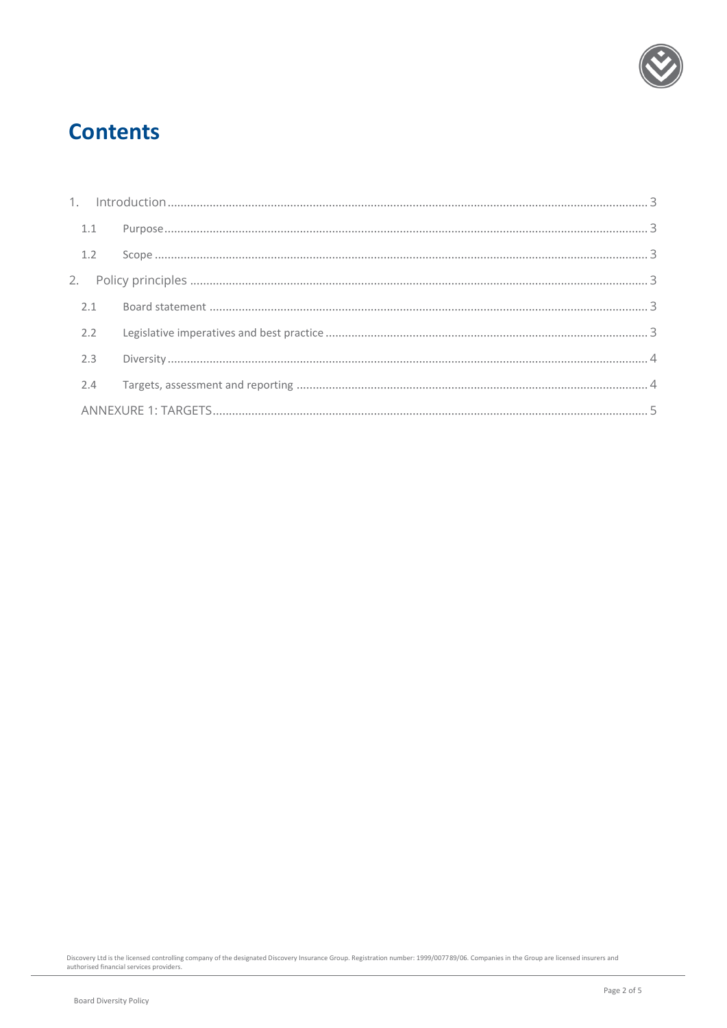# Contents

1. Introduction ..... 3
   - 1.1 Purpose ..... 3
   - 1.2 Scope ..... 3
2. Policy principles ..... 3
   - 2.1 Board statement ..... 3
   - 2.2 Legislative imperatives and best practice ..... 3
   - 2.3 Diversity ..... 4
   - 2.4 Targets, assessment and reporting ..... 4
   - ANNEXURE 1: TARGETS ..... 5

Discovery Ltd is the licensed controlling company of the designated Discovery Insurance Group. Registration number: 1999/007789/06. Companies in the Group are licensed insurers and authorised financial services providers.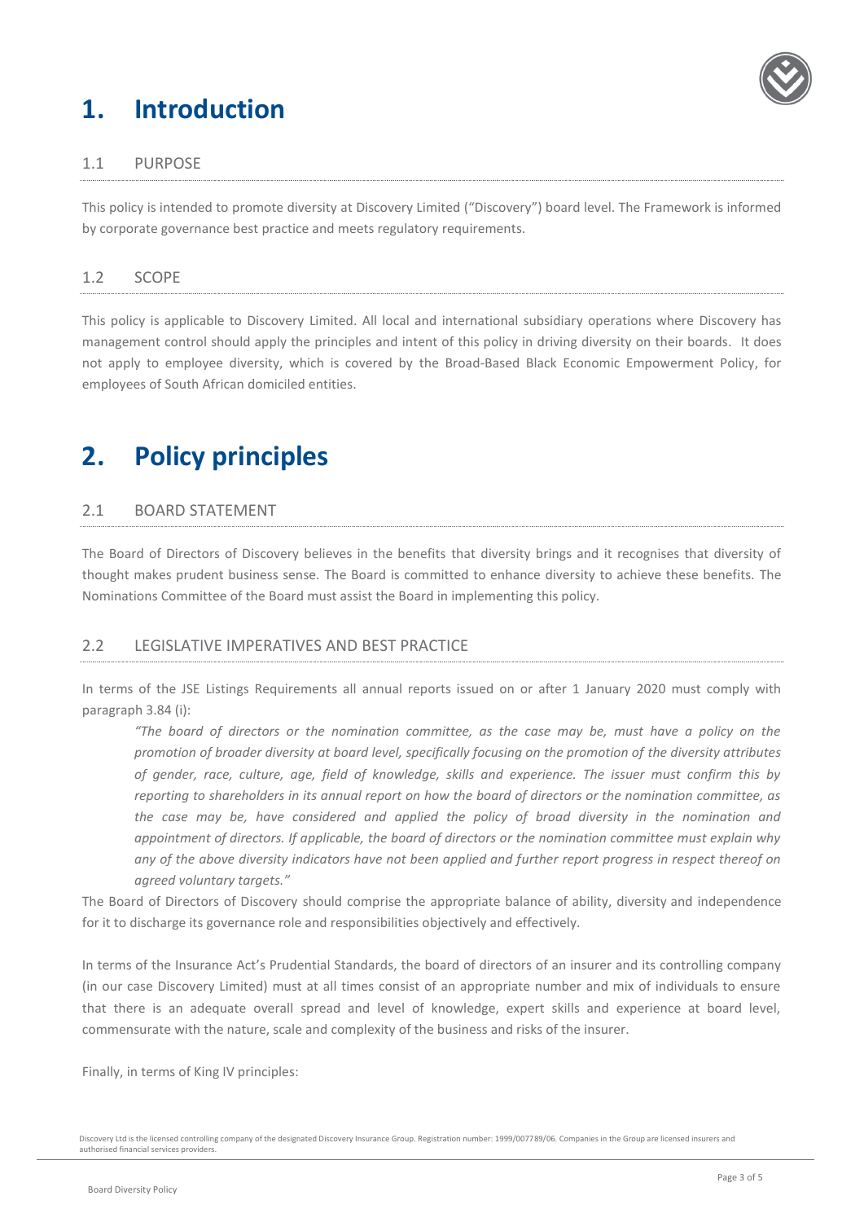# 1. Introduction

## 1.1 PURPOSE

This policy is intended to promote diversity at Discovery Limited ("Discovery") board level. The Framework is informed by corporate governance best practice and meets regulatory requirements.

## 1.2 SCOPE

This policy is applicable to Discovery Limited. All local and international subsidiary operations where Discovery has management control should apply the principles and intent of this policy in driving diversity on their boards. It does not apply to employee diversity, which is covered by the Broad-Based Black Economic Empowerment Policy, for employees of South African domiciled entities.

# 2. Policy principles

## 2.1 BOARD STATEMENT

The Board of Directors of Discovery believes in the benefits that diversity brings and it recognises that diversity of thought makes prudent business sense. The Board is committed to enhance diversity to achieve these benefits. The Nominations Committee of the Board must assist the Board in implementing this policy.

## 2.2 LEGISLATIVE IMPERATIVES AND BEST PRACTICE

In terms of the JSE Listings Requirements all annual reports issued on or after 1 January 2020 must comply with paragraph 3.84 (i):

> *"The board of directors or the nomination committee, as the case may be, must have a policy on the promotion of broader diversity at board level, specifically focusing on the promotion of the diversity attributes of gender, race, culture, age, field of knowledge, skills and experience. The issuer must confirm this by reporting to shareholders in its annual report on how the board of directors or the nomination committee, as the case may be, have considered and applied the policy of broad diversity in the nomination and appointment of directors. If applicable, the board of directors or the nomination committee must explain why any of the above diversity indicators have not been applied and further report progress in respect thereof on agreed voluntary targets."*

The Board of Directors of Discovery should comprise the appropriate balance of ability, diversity and independence for it to discharge its governance role and responsibilities objectively and effectively.

In terms of the Insurance Act's Prudential Standards, the board of directors of an insurer and its controlling company (in our case Discovery Limited) must at all times consist of an appropriate number and mix of individuals to ensure that there is an adequate overall spread and level of knowledge, expert skills and experience at board level, commensurate with the nature, scale and complexity of the business and risks of the insurer.

Finally, in terms of King IV principles:

Discovery Ltd is the licensed controlling company of the designated Discovery Insurance Group. Registration number: 1999/007789/06. Companies in the Group are licensed insurers and authorised financial services providers.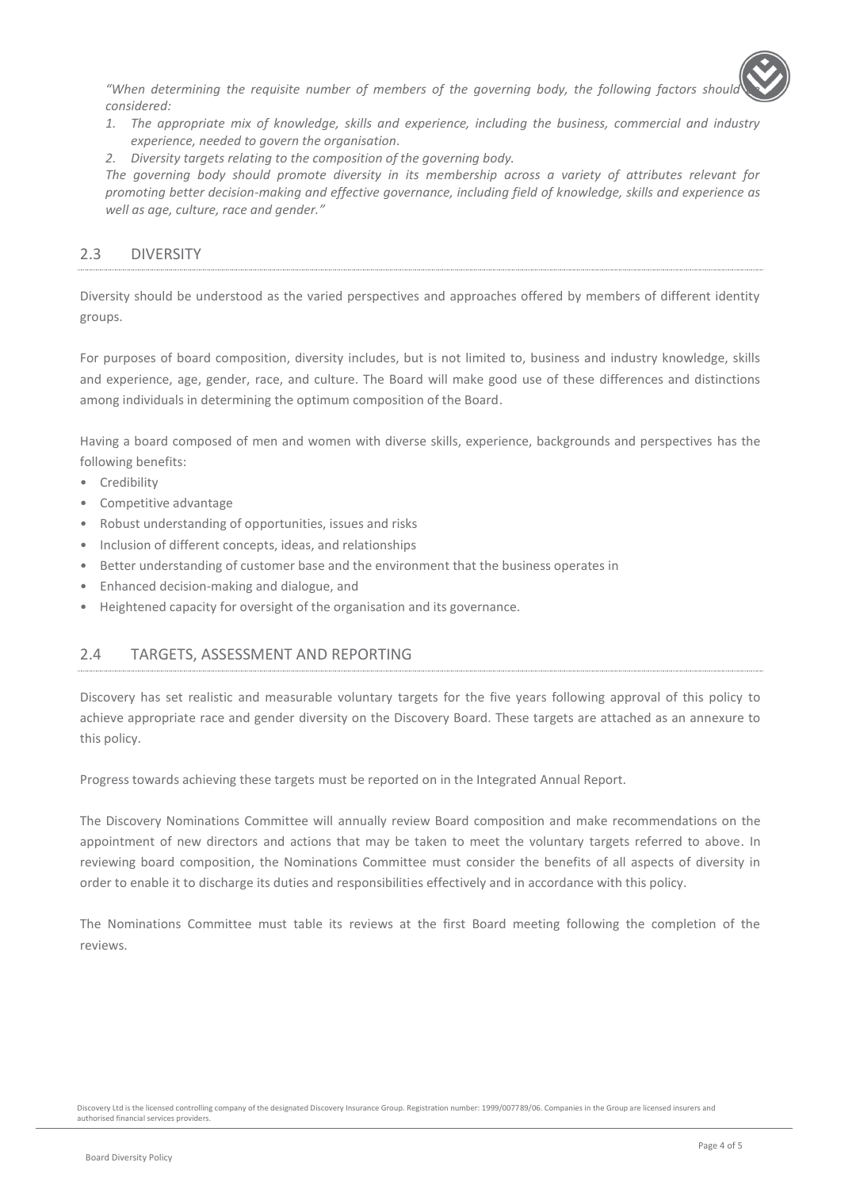*"When determining the requisite number of members of the governing body, the following factors should be considered:*

1. *The appropriate mix of knowledge, skills and experience, including the business, commercial and industry experience, needed to govern the organisation.*
2. *Diversity targets relating to the composition of the governing body.*

*The governing body should promote diversity in its membership across a variety of attributes relevant for promoting better decision-making and effective governance, including field of knowledge, skills and experience as well as age, culture, race and gender."*

## 2.3 DIVERSITY

Diversity should be understood as the varied perspectives and approaches offered by members of different identity groups.

For purposes of board composition, diversity includes, but is not limited to, business and industry knowledge, skills and experience, age, gender, race, and culture. The Board will make good use of these differences and distinctions among individuals in determining the optimum composition of the Board.

Having a board composed of men and women with diverse skills, experience, backgrounds and perspectives has the following benefits:

- Credibility
- Competitive advantage
- Robust understanding of opportunities, issues and risks
- Inclusion of different concepts, ideas, and relationships
- Better understanding of customer base and the environment that the business operates in
- Enhanced decision-making and dialogue, and
- Heightened capacity for oversight of the organisation and its governance.

## 2.4 TARGETS, ASSESSMENT AND REPORTING

Discovery has set realistic and measurable voluntary targets for the five years following approval of this policy to achieve appropriate race and gender diversity on the Discovery Board. These targets are attached as an annexure to this policy.

Progress towards achieving these targets must be reported on in the Integrated Annual Report.

The Discovery Nominations Committee will annually review Board composition and make recommendations on the appointment of new directors and actions that may be taken to meet the voluntary targets referred to above. In reviewing board composition, the Nominations Committee must consider the benefits of all aspects of diversity in order to enable it to discharge its duties and responsibilities effectively and in accordance with this policy.

The Nominations Committee must table its reviews at the first Board meeting following the completion of the reviews.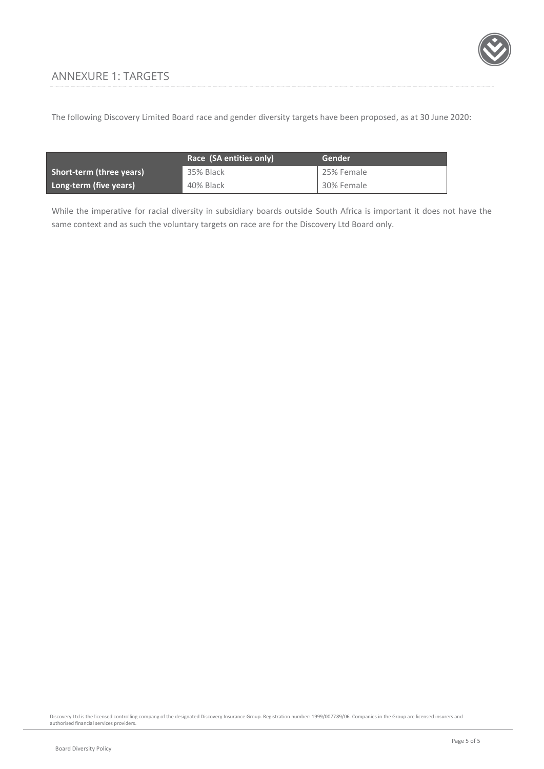## ANNEXURE 1: TARGETS

The following Discovery Limited Board race and gender diversity targets have been proposed, as at 30 June 2020:

| | Race (SA entities only) | Gender |
|---|---|---|
| **Short-term (three years)** | 35% Black | 25% Female |
| **Long-term (five years)** | 40% Black | 30% Female |

While the imperative for racial diversity in subsidiary boards outside South Africa is important it does not have the same context and as such the voluntary targets on race are for the Discovery Ltd Board only.